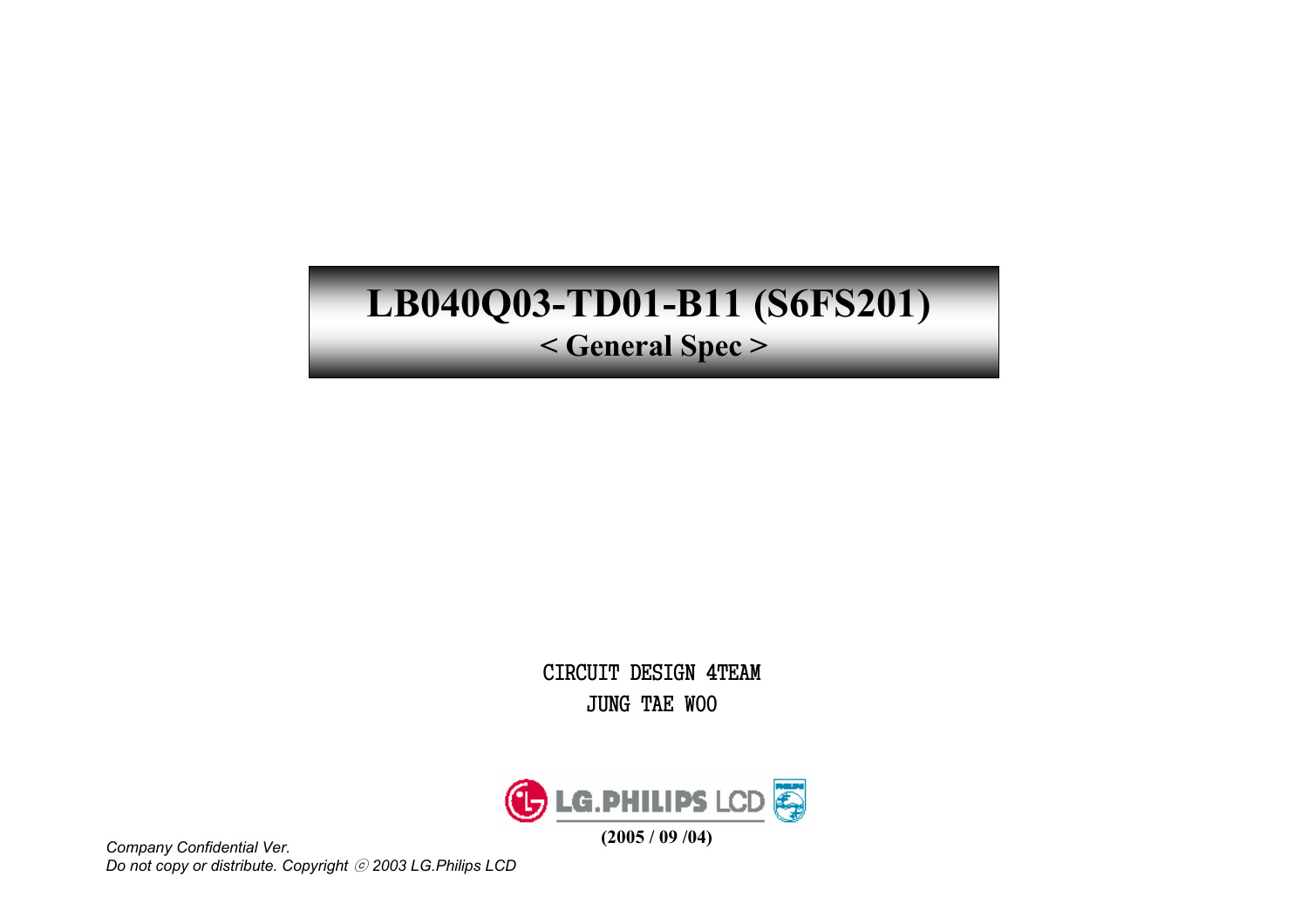# LB040Q03-TD01-B11 (S6FS201)

## < General Spec >

CIRCUIT DESIGN 4TEAM

JUNG TAE WOO

LG.PHILIPS LCD

**(2005 / 09 /04)**

*Company Confidential Ver.*

*Do not copy or distribute. Copyright ⓒ 2003 LG.Philips LCD*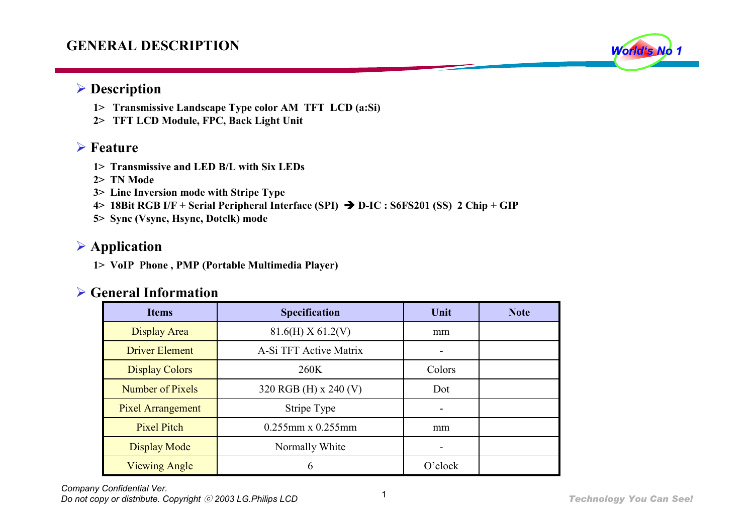# GENERAL DESCRIPTION

## Description

1> **Transmissive Landscape Type color AM TFT LCD (a:Si)**
2> **TFT LCD Module, FPC, Back Light Unit**

## Feature

1> **Transmissive and LED B/L with Six LEDs**
2> **TN Mode**
3> **Line Inversion mode with Stripe Type**
4> **18Bit RGB I/F + Serial Peripheral Interface (SPI) ➔ D-IC : S6FS201 (SS) 2 Chip + GIP**
5> **Sync (Vsync, Hsync, Dotclk) mode**

## Application

1> **VoIP Phone , PMP (Portable Multimedia Player)**

## General Information

| Items | Specification | Unit | Note |
|---|---|---|---|
| Display Area | 81.6(H) X 61.2(V) | mm | |
| Driver Element | A-Si TFT Active Matrix | - | |
| Display Colors | 260K | Colors | |
| Number of Pixels | 320 RGB (H) x 240 (V) | Dot | |
| Pixel Arrangement | Stripe Type | - | |
| Pixel Pitch | 0.255mm x 0.255mm | mm | |
| Display Mode | Normally White | - | |
| Viewing Angle | 6 | O'clock | |

*Company Confidential Ver.*
*Do not copy or distribute. Copyright © 2003 LG.Philips LCD*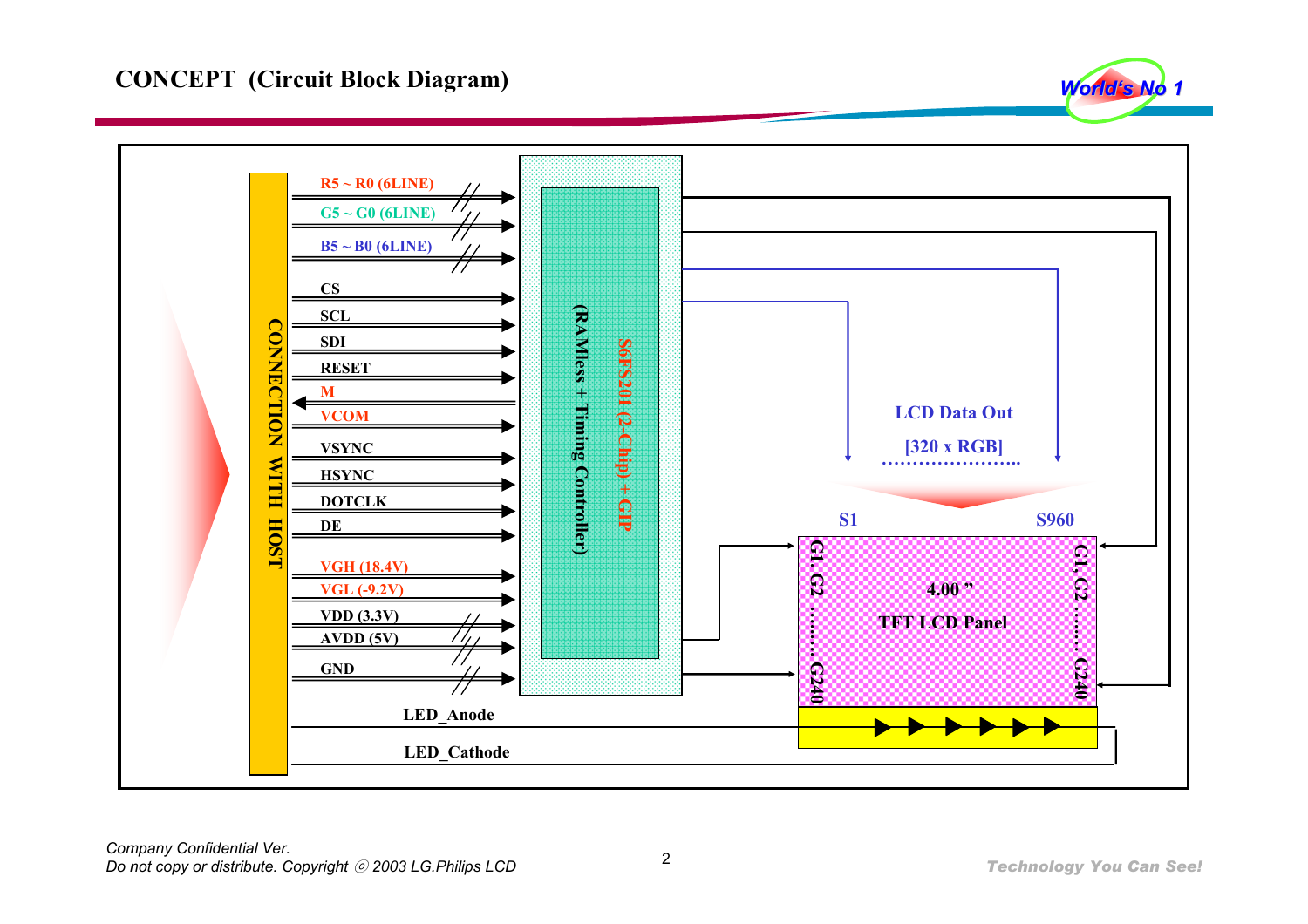# CONCEPT (Circuit Block Diagram)

CONNECTION WITH HOST

- R5 ~ R0 (6LINE)
- G5 ~ G0 (6LINE)
- B5 ~ B0 (6LINE)
- CS
- SCL
- SDI
- RESET
- M
- VCOM
- VSYNC
- HSYNC
- DOTCLK
- DE
- VGH (18.4V)
- VGL (-9.2V)
- VDD (3.3V)
- AVDD (5V)
- GND
- LED_Anode
- LED_Cathode

S6FS201 (2-Chip) + GIP

(RAMless + Timing Controller)

LCD Data Out

[320 x RGB]

S1 S960

G1. G2 ……. G240

G1, G2 ……. G240

4.00 ”

TFT LCD Panel

*Company Confidential Ver.*
*Do not copy or distribute. Copyright ⓒ 2003 LG.Philips LCD*

*Technology You Can See!*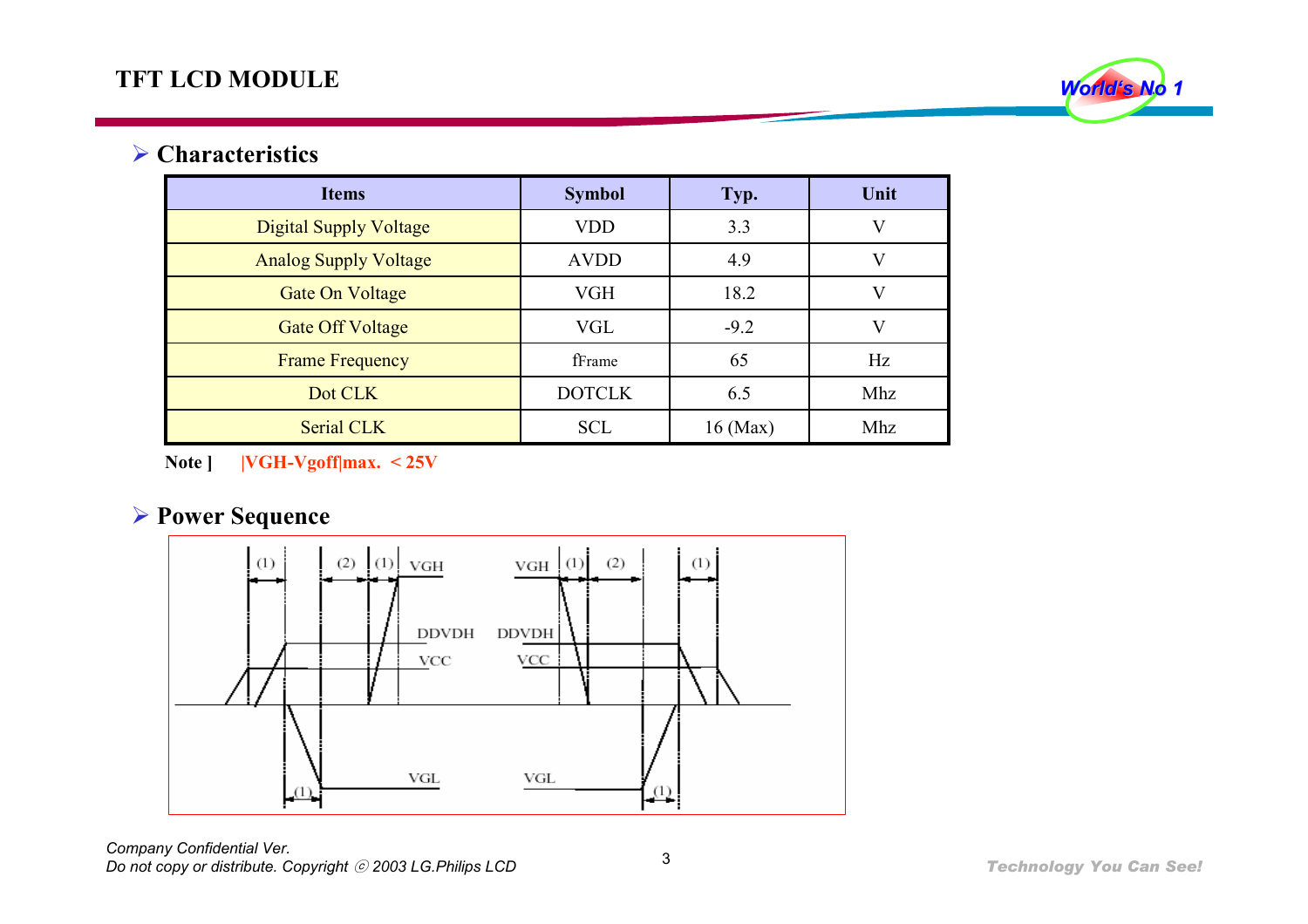## Characteristics

| Items | Symbol | Typ. | Unit |
|---|---|---|---|
| Digital Supply Voltage | VDD | 3.3 | V |
| Analog Supply Voltage | AVDD | 4.9 | V |
| Gate On Voltage | VGH | 18.2 | V |
| Gate Off Voltage | VGL | -9.2 | V |
| Frame Frequency | fFrame | 65 | Hz |
| Dot CLK | DOTCLK | 6.5 | Mhz |
| Serial CLK | SCL | 16 (Max) | Mhz |

**Note ]** **|VGH-Vgoff|max. < 25V**

## Power Sequence

(1) (2) (1) VGH DDVDH VCC VGL (1) VGH (1) (2) (1) DDVDH VCC VGL (1)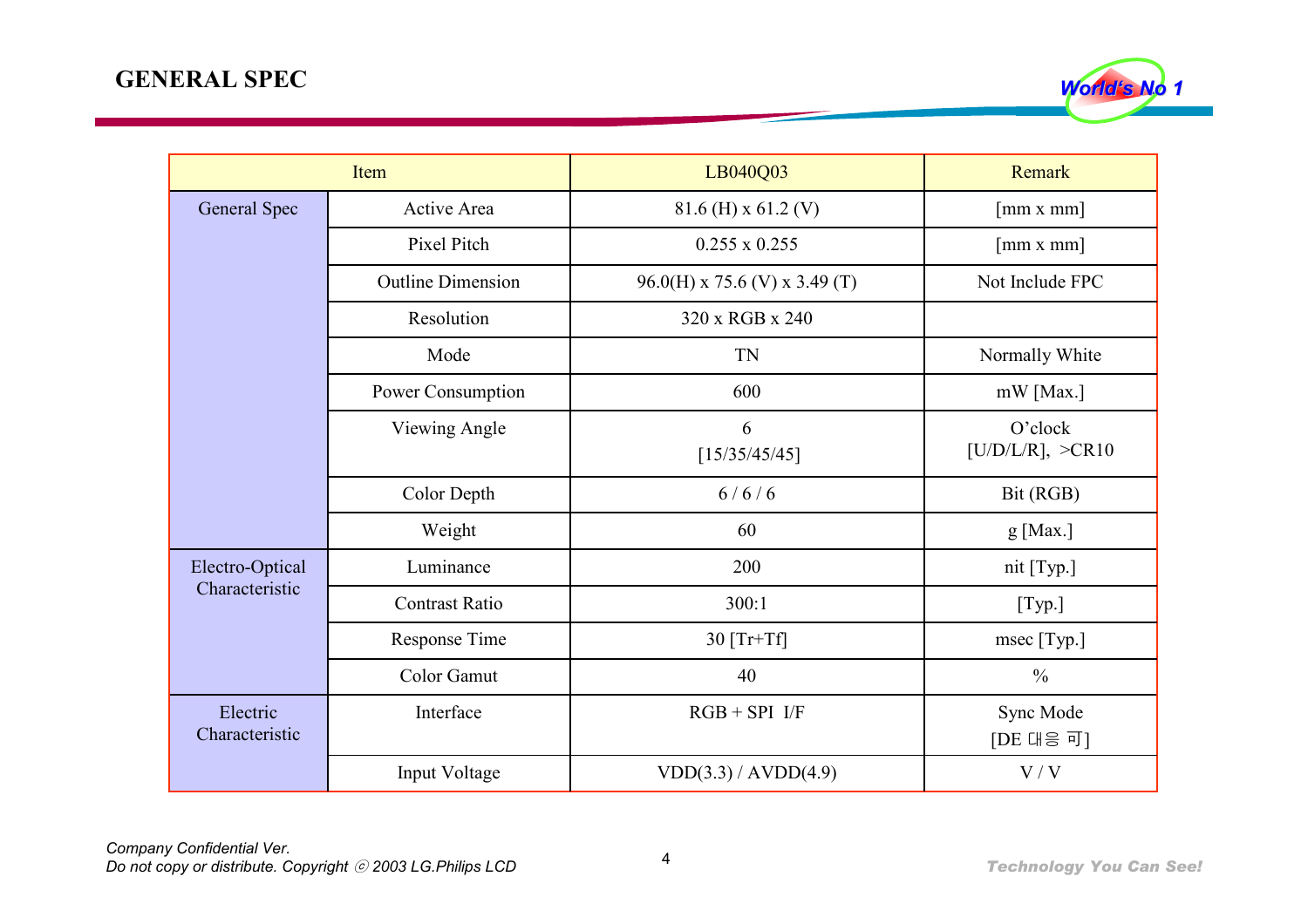# GENERAL SPEC

| Item | | LB040Q03 | Remark |
|---|---|---|---|
| General Spec | Active Area | 81.6 (H) x 61.2 (V) | [mm x mm] |
| | Pixel Pitch | 0.255 x 0.255 | [mm x mm] |
| | Outline Dimension | 96.0(H) x 75.6 (V) x 3.49 (T) | Not Include FPC |
| | Resolution | 320 x RGB x 240 | |
| | Mode | TN | Normally White |
| | Power Consumption | 600 | mW [Max.] |
| | Viewing Angle | 6 [15/35/45/45] | O'clock [U/D/L/R], >CR10 |
| | Color Depth | 6 / 6 / 6 | Bit (RGB) |
| | Weight | 60 | g [Max.] |
| Electro-Optical Characteristic | Luminance | 200 | nit [Typ.] |
| | Contrast Ratio | 300:1 | [Typ.] |
| | Response Time | 30 [Tr+Tf] | msec [Typ.] |
| | Color Gamut | 40 | % |
| Electric Characteristic | Interface | RGB + SPI I/F | Sync Mode [DE 대응 可] |
| | Input Voltage | VDD(3.3) / AVDD(4.9) | V / V |

*Company Confidential Ver.*
*Do not copy or distribute. Copyright ⓒ 2003 LG.Philips LCD*